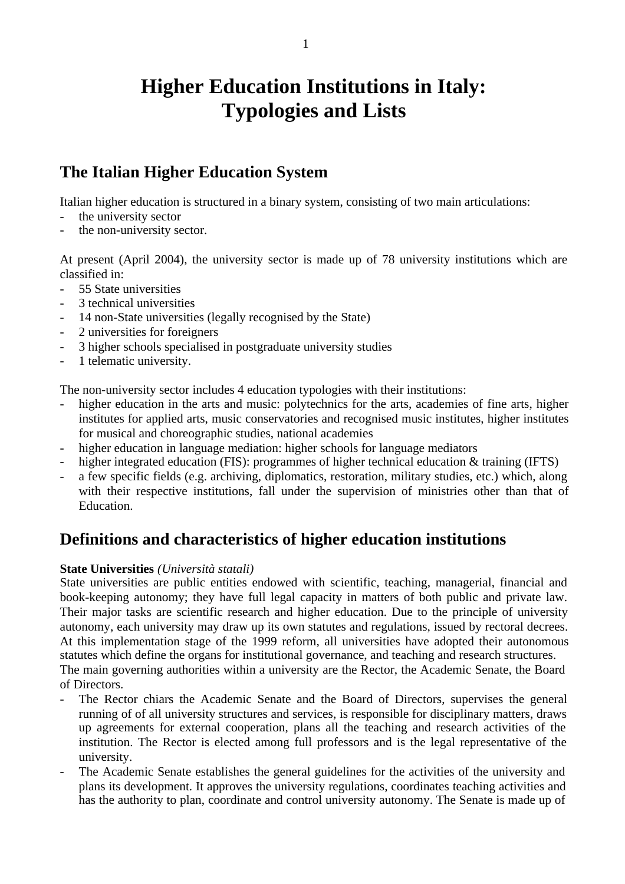# Higher Education Institutions in Italy: Typologies and Lists

## The Italian Higher Education System

Italian higher education is structured in a binary system, consisting of two main articulations:

- the university sector
- the non-university sector.

At present (April 2004), the university sector is made up of 78 university institutions which are classified in:

- 55 State universities
- 3 technical universities
- 14 non-State universities (legally recognised by the State)
- 2 universities for foreigners
- 3 higher schools specialised in postgraduate university studies
- 1 telematic university.

The non-university sector includes 4 education typologies with their institutions:

- higher education in the arts and music: polytechnics for the arts, academies of fine arts, higher institutes for applied arts, music conservatories and recognised music institutes, higher institutes for musical and choreographic studies, national academies
- higher education in language mediation: higher schools for language mediators
- higher integrated education (FIS): programmes of higher technical education & training (IFTS)
- a few specific fields (e.g. archiving, diplomatics, restoration, military studies, etc.) which, along with their respective institutions, fall under the supervision of ministries other than that of Education.

## Definitions and characteristics of higher education institutions

**State Universities** *(Università statali)*
State universities are public entities endowed with scientific, teaching, managerial, financial and book-keeping autonomy; they have full legal capacity in matters of both public and private law. Their major tasks are scientific research and higher education. Due to the principle of university autonomy, each university may draw up its own statutes and regulations, issued by rectoral decrees. At this implementation stage of the 1999 reform, all universities have adopted their autonomous statutes which define the organs for institutional governance, and teaching and research structures.
The main governing authorities within a university are the Rector, the Academic Senate, the Board of Directors.

- The Rector chiars the Academic Senate and the Board of Directors, supervises the general running of of all university structures and services, is responsible for disciplinary matters, draws up agreements for external cooperation, plans all the teaching and research activities of the institution. The Rector is elected among full professors and is the legal representative of the university.
- The Academic Senate establishes the general guidelines for the activities of the university and plans its development. It approves the university regulations, coordinates teaching activities and has the authority to plan, coordinate and control university autonomy. The Senate is made up of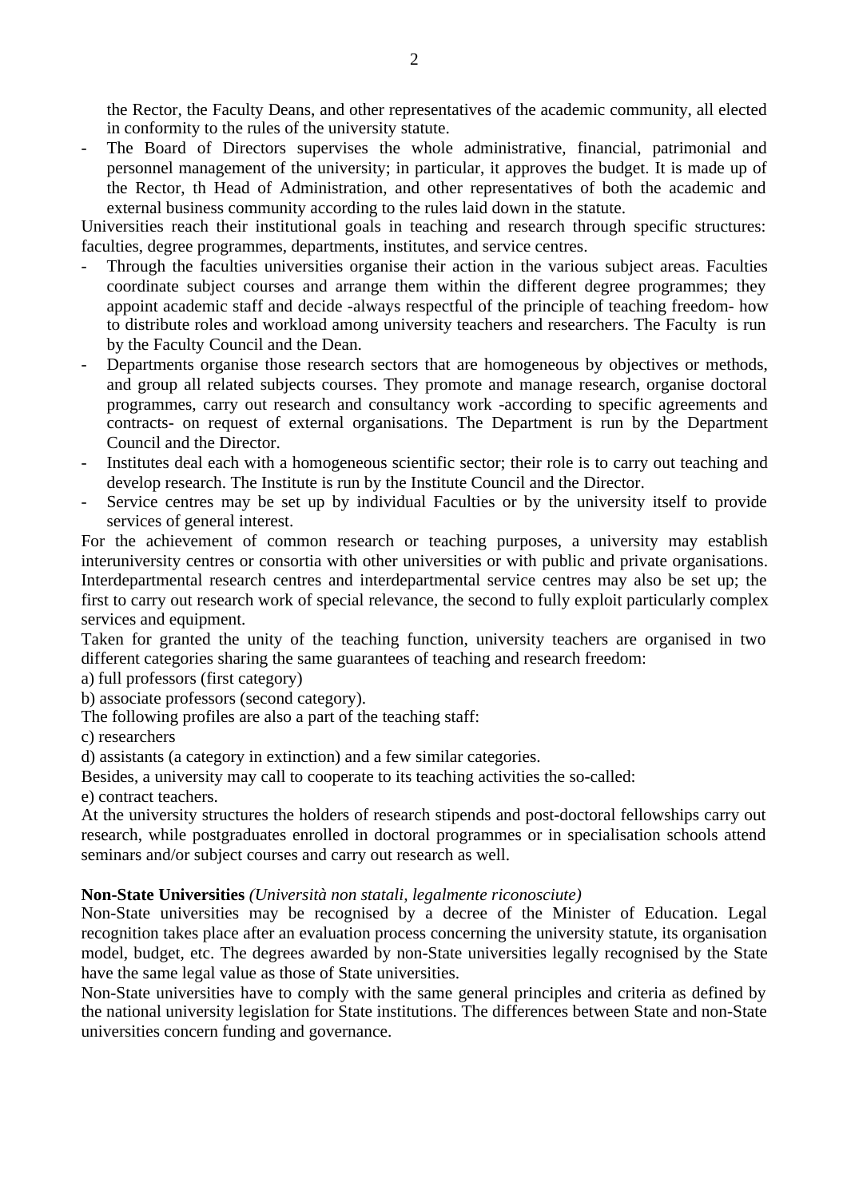the Rector, the Faculty Deans, and other representatives of the academic community, all elected in conformity to the rules of the university statute.

- The Board of Directors supervises the whole administrative, financial, patrimonial and personnel management of the university; in particular, it approves the budget. It is made up of the Rector, th Head of Administration, and other representatives of both the academic and external business community according to the rules laid down in the statute.

Universities reach their institutional goals in teaching and research through specific structures: faculties, degree programmes, departments, institutes, and service centres.

- Through the faculties universities organise their action in the various subject areas. Faculties coordinate subject courses and arrange them within the different degree programmes; they appoint academic staff and decide -always respectful of the principle of teaching freedom- how to distribute roles and workload among university teachers and researchers. The Faculty is run by the Faculty Council and the Dean.
- Departments organise those research sectors that are homogeneous by objectives or methods, and group all related subjects courses. They promote and manage research, organise doctoral programmes, carry out research and consultancy work -according to specific agreements and contracts- on request of external organisations. The Department is run by the Department Council and the Director.
- Institutes deal each with a homogeneous scientific sector; their role is to carry out teaching and develop research. The Institute is run by the Institute Council and the Director.
- Service centres may be set up by individual Faculties or by the university itself to provide services of general interest.

For the achievement of common research or teaching purposes, a university may establish interuniversity centres or consortia with other universities or with public and private organisations. Interdepartmental research centres and interdepartmental service centres may also be set up; the first to carry out research work of special relevance, the second to fully exploit particularly complex services and equipment.

Taken for granted the unity of the teaching function, university teachers are organised in two different categories sharing the same guarantees of teaching and research freedom:

a) full professors (first category)

b) associate professors (second category).

The following profiles are also a part of the teaching staff:

c) researchers

d) assistants (a category in extinction) and a few similar categories.

Besides, a university may call to cooperate to its teaching activities the so-called:

e) contract teachers.

At the university structures the holders of research stipends and post-doctoral fellowships carry out research, while postgraduates enrolled in doctoral programmes or in specialisation schools attend seminars and/or subject courses and carry out research as well.

**Non-State Universities** *(Università non statali, legalmente riconosciute)*

Non-State universities may be recognised by a decree of the Minister of Education. Legal recognition takes place after an evaluation process concerning the university statute, its organisation model, budget, etc. The degrees awarded by non-State universities legally recognised by the State have the same legal value as those of State universities.

Non-State universities have to comply with the same general principles and criteria as defined by the national university legislation for State institutions. The differences between State and non-State universities concern funding and governance.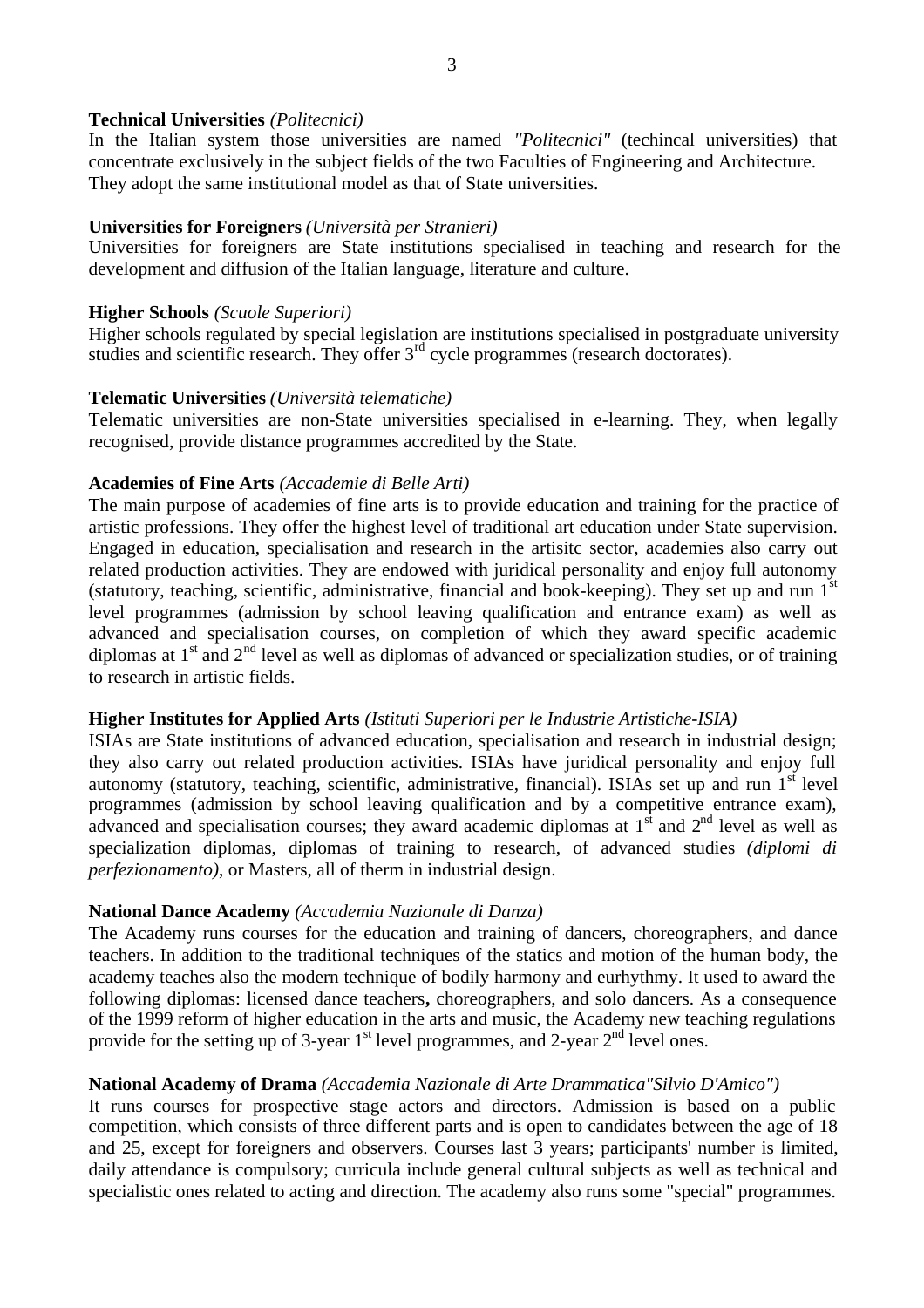**Technical Universities** *(Politecnici)*
In the Italian system those universities are named *"Politecnici"* (techincal universities) that concentrate exclusively in the subject fields of the two Faculties of Engineering and Architecture. They adopt the same institutional model as that of State universities.

**Universities for Foreigners** *(Università per Stranieri)*
Universities for foreigners are State institutions specialised in teaching and research for the development and diffusion of the Italian language, literature and culture.

**Higher Schools** *(Scuole Superiori)*
Higher schools regulated by special legislation are institutions specialised in postgraduate university studies and scientific research. They offer 3rd cycle programmes (research doctorates).

**Telematic Universities** *(Università telematiche)*
Telematic universities are non-State universities specialised in e-learning. They, when legally recognised, provide distance programmes accredited by the State.

**Academies of Fine Arts** *(Accademie di Belle Arti)*
The main purpose of academies of fine arts is to provide education and training for the practice of artistic professions. They offer the highest level of traditional art education under State supervision. Engaged in education, specialisation and research in the artisitc sector, academies also carry out related production activities. They are endowed with juridical personality and enjoy full autonomy (statutory, teaching, scientific, administrative, financial and book-keeping). They set up and run 1st level programmes (admission by school leaving qualification and entrance exam) as well as advanced and specialisation courses, on completion of which they award specific academic diplomas at 1st and 2nd level as well as diplomas of advanced or specialization studies, or of training to research in artistic fields.

**Higher Institutes for Applied Arts** *(Istituti Superiori per le Industrie Artistiche-ISIA)*
ISIAs are State institutions of advanced education, specialisation and research in industrial design; they also carry out related production activities. ISIAs have juridical personality and enjoy full autonomy (statutory, teaching, scientific, administrative, financial). ISIAs set up and run 1st level programmes (admission by school leaving qualification and by a competitive entrance exam), advanced and specialisation courses; they award academic diplomas at 1st and 2nd level as well as specialization diplomas, diplomas of training to research, of advanced studies *(diplomi di perfezionamento)*, or Masters, all of therm in industrial design.

**National Dance Academy** *(Accademia Nazionale di Danza)*
The Academy runs courses for the education and training of dancers, choreographers, and dance teachers. In addition to the traditional techniques of the statics and motion of the human body, the academy teaches also the modern technique of bodily harmony and eurhythmy. It used to award the following diplomas: licensed dance teachers**,** choreographers, and solo dancers. As a consequence of the 1999 reform of higher education in the arts and music, the Academy new teaching regulations provide for the setting up of 3-year 1st level programmes, and 2-year 2nd level ones.

**National Academy of Drama** *(Accademia Nazionale di Arte Drammatica"Silvio D'Amico")*
It runs courses for prospective stage actors and directors. Admission is based on a public competition, which consists of three different parts and is open to candidates between the age of 18 and 25, except for foreigners and observers. Courses last 3 years; participants' number is limited, daily attendance is compulsory; curricula include general cultural subjects as well as technical and specialistic ones related to acting and direction. The academy also runs some "special" programmes.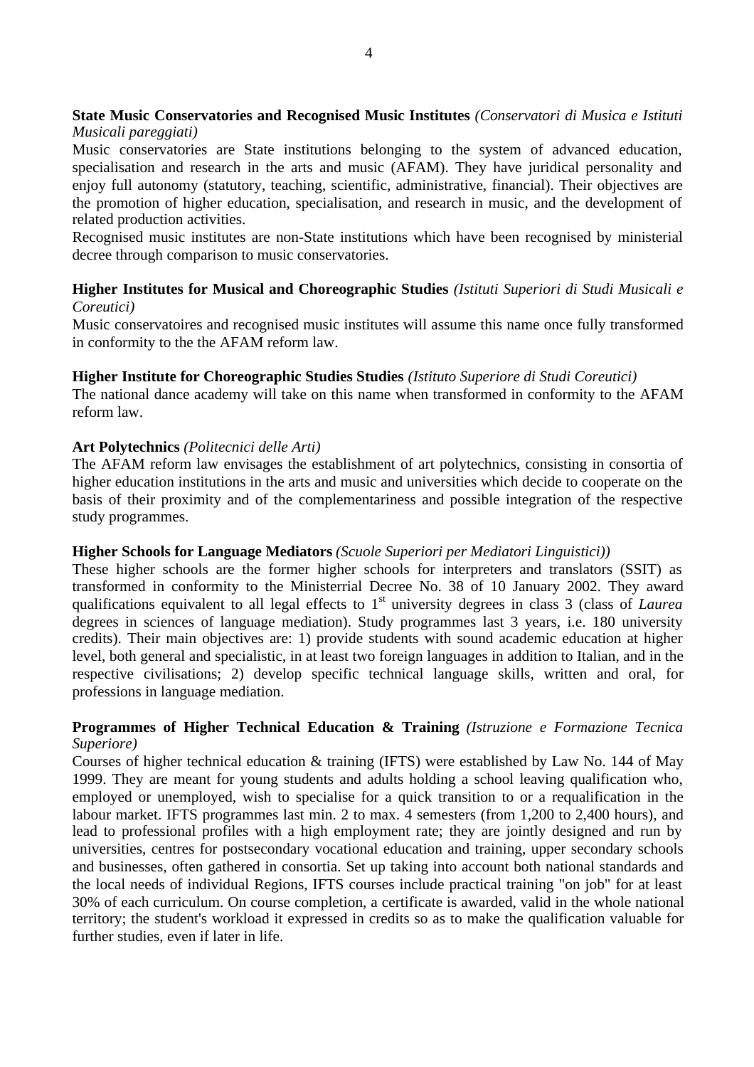**State Music Conservatories and Recognised Music Institutes** *(Conservatori di Musica e Istituti Musicali pareggiati)*

Music conservatories are State institutions belonging to the system of advanced education, specialisation and research in the arts and music (AFAM). They have juridical personality and enjoy full autonomy (statutory, teaching, scientific, administrative, financial). Their objectives are the promotion of higher education, specialisation, and research in music, and the development of related production activities.

Recognised music institutes are non-State institutions which have been recognised by ministerial decree through comparison to music conservatories.

**Higher Institutes for Musical and Choreographic Studies** *(Istituti Superiori di Studi Musicali e Coreutici)*

Music conservatoires and recognised music institutes will assume this name once fully transformed in conformity to the the AFAM reform law.

**Higher Institute for Choreographic Studies Studies** *(Istituto Superiore di Studi Coreutici)*

The national dance academy will take on this name when transformed in conformity to the AFAM reform law.

**Art Polytechnics** *(Politecnici delle Arti)*

The AFAM reform law envisages the establishment of art polytechnics, consisting in consortia of higher education institutions in the arts and music and universities which decide to cooperate on the basis of their proximity and of the complementariness and possible integration of the respective study programmes.

**Higher Schools for Language Mediators** *(Scuole Superiori per Mediatori Linguistici))*

These higher schools are the former higher schools for interpreters and translators (SSIT) as transformed in conformity to the Ministerrial Decree No. 38 of 10 January 2002. They award qualifications equivalent to all legal effects to 1st university degrees in class 3 (class of *Laurea* degrees in sciences of language mediation). Study programmes last 3 years, i.e. 180 university credits). Their main objectives are: 1) provide students with sound academic education at higher level, both general and specialistic, in at least two foreign languages in addition to Italian, and in the respective civilisations; 2) develop specific technical language skills, written and oral, for professions in language mediation.

**Programmes of Higher Technical Education & Training** *(Istruzione e Formazione Tecnica Superiore)*

Courses of higher technical education & training (IFTS) were established by Law No. 144 of May 1999. They are meant for young students and adults holding a school leaving qualification who, employed or unemployed, wish to specialise for a quick transition to or a requalification in the labour market. IFTS programmes last min. 2 to max. 4 semesters (from 1,200 to 2,400 hours), and lead to professional profiles with a high employment rate; they are jointly designed and run by universities, centres for postsecondary vocational education and training, upper secondary schools and businesses, often gathered in consortia. Set up taking into account both national standards and the local needs of individual Regions, IFTS courses include practical training "on job" for at least 30% of each curriculum. On course completion, a certificate is awarded, valid in the whole national territory; the student's workload it expressed in credits so as to make the qualification valuable for further studies, even if later in life.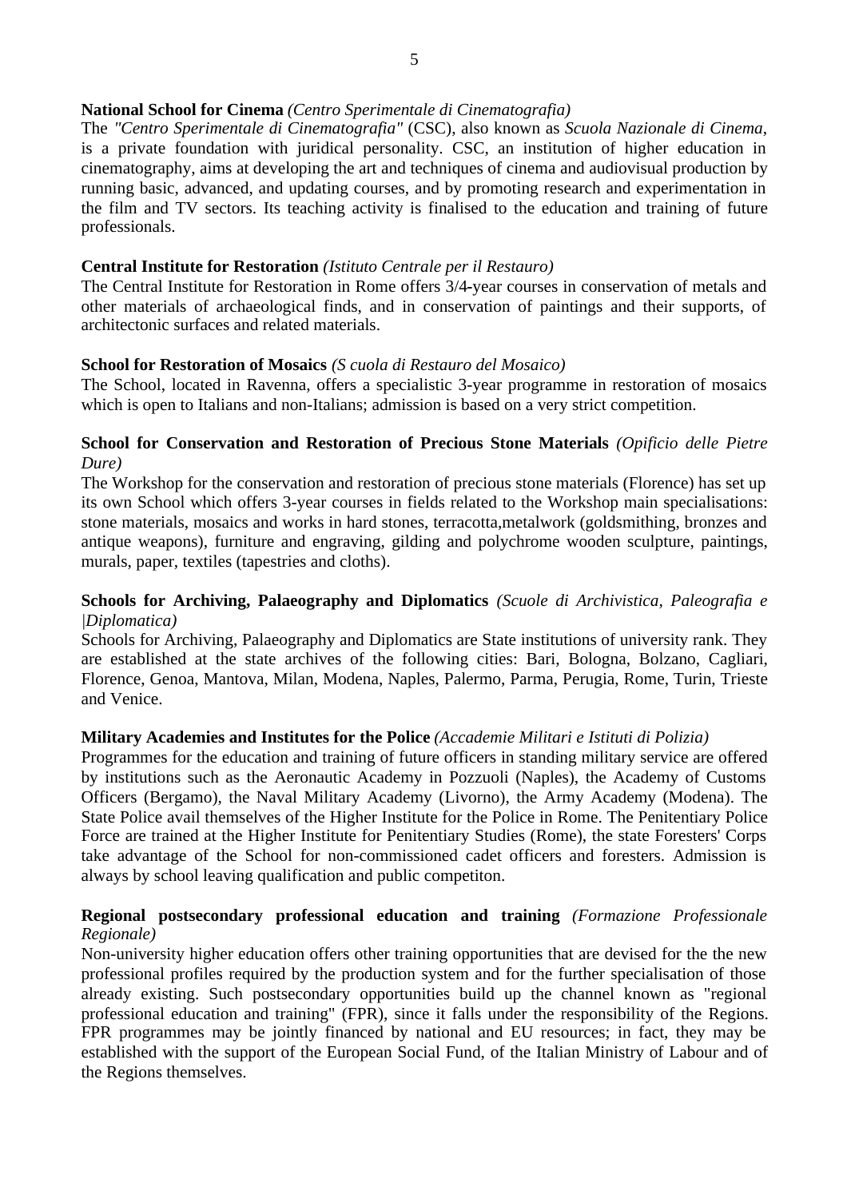**National School for Cinema** *(Centro Sperimentale di Cinematografia)*
The *"Centro Sperimentale di Cinematografia"* (CSC), also known as *Scuola Nazionale di Cinema*, is a private foundation with juridical personality. CSC, an institution of higher education in cinematography, aims at developing the art and techniques of cinema and audiovisual production by running basic, advanced, and updating courses, and by promoting research and experimentation in the film and TV sectors. Its teaching activity is finalised to the education and training of future professionals.

**Central Institute for Restoration** *(Istituto Centrale per il Restauro)*
The Central Institute for Restoration in Rome offers 3/4-year courses in conservation of metals and other materials of archaeological finds, and in conservation of paintings and their supports, of architectonic surfaces and related materials.

**School for Restoration of Mosaics** *(S cuola di Restauro del Mosaico)*
The School, located in Ravenna, offers a specialistic 3-year programme in restoration of mosaics which is open to Italians and non-Italians; admission is based on a very strict competition.

**School for Conservation and Restoration of Precious Stone Materials** *(Opificio delle Pietre Dure)*
The Workshop for the conservation and restoration of precious stone materials (Florence) has set up its own School which offers 3-year courses in fields related to the Workshop main specialisations: stone materials, mosaics and works in hard stones, terracotta,metalwork (goldsmithing, bronzes and antique weapons), furniture and engraving, gilding and polychrome wooden sculpture, paintings, murals, paper, textiles (tapestries and cloths).

**Schools for Archiving, Palaeography and Diplomatics** *(Scuole di Archivistica, Paleografia e |Diplomatica)*
Schools for Archiving, Palaeography and Diplomatics are State institutions of university rank. They are established at the state archives of the following cities: Bari, Bologna, Bolzano, Cagliari, Florence, Genoa, Mantova, Milan, Modena, Naples, Palermo, Parma, Perugia, Rome, Turin, Trieste and Venice.

**Military Academies and Institutes for the Police** *(Accademie Militari e Istituti di Polizia)*
Programmes for the education and training of future officers in standing military service are offered by institutions such as the Aeronautic Academy in Pozzuoli (Naples), the Academy of Customs Officers (Bergamo), the Naval Military Academy (Livorno), the Army Academy (Modena). The State Police avail themselves of the Higher Institute for the Police in Rome. The Penitentiary Police Force are trained at the Higher Institute for Penitentiary Studies (Rome), the state Foresters' Corps take advantage of the School for non-commissioned cadet officers and foresters. Admission is always by school leaving qualification and public competiton.

**Regional postsecondary professional education and training** *(Formazione Professionale Regionale)*
Non-university higher education offers other training opportunities that are devised for the the new professional profiles required by the production system and for the further specialisation of those already existing. Such postsecondary opportunities build up the channel known as "regional professional education and training" (FPR), since it falls under the responsibility of the Regions. FPR programmes may be jointly financed by national and EU resources; in fact, they may be established with the support of the European Social Fund, of the Italian Ministry of Labour and of the Regions themselves.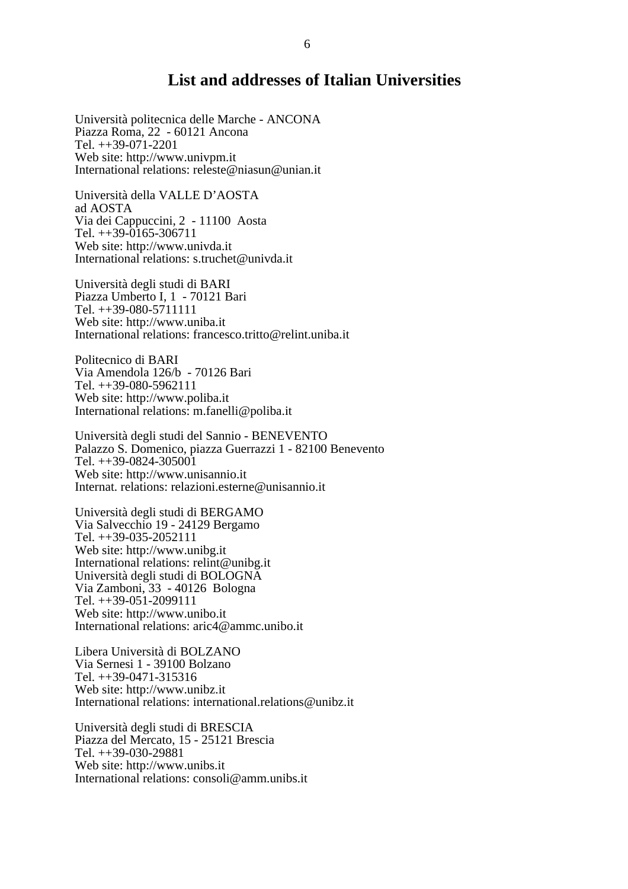# List and addresses of Italian Universities

Università politecnica delle Marche - ANCONA
Piazza Roma, 22 - 60121 Ancona
Tel. ++39-071-2201
Web site: http://www.univpm.it
International relations: releste@niasun@unian.it

Università della VALLE D'AOSTA
ad AOSTA
Via dei Cappuccini, 2 - 11100 Aosta
Tel. ++39-0165-306711
Web site: http://www.univda.it
International relations: s.truchet@univda.it

Università degli studi di BARI
Piazza Umberto I, 1 - 70121 Bari
Tel. ++39-080-5711111
Web site: http://www.uniba.it
International relations: francesco.tritto@relint.uniba.it

Politecnico di BARI
Via Amendola 126/b - 70126 Bari
Tel. ++39-080-5962111
Web site: http://www.poliba.it
International relations: m.fanelli@poliba.it

Università degli studi del Sannio - BENEVENTO
Palazzo S. Domenico, piazza Guerrazzi 1 - 82100 Benevento
Tel. ++39-0824-305001
Web site: http://www.unisannio.it
Internat. relations: relazioni.esterne@unisannio.it

Università degli studi di BERGAMO
Via Salvecchio 19 - 24129 Bergamo
Tel. ++39-035-2052111
Web site: http://www.unibg.it
International relations: relint@unibg.it

Università degli studi di BOLOGNA
Via Zamboni, 33 - 40126 Bologna
Tel. ++39-051-2099111
Web site: http://www.unibo.it
International relations: aric4@ammc.unibo.it

Libera Università di BOLZANO
Via Sernesi 1 - 39100 Bolzano
Tel. ++39-0471-315316
Web site: http://www.unibz.it
International relations: international.relations@unibz.it

Università degli studi di BRESCIA
Piazza del Mercato, 15 - 25121 Brescia
Tel. ++39-030-29881
Web site: http://www.unibs.it
International relations: consoli@amm.unibs.it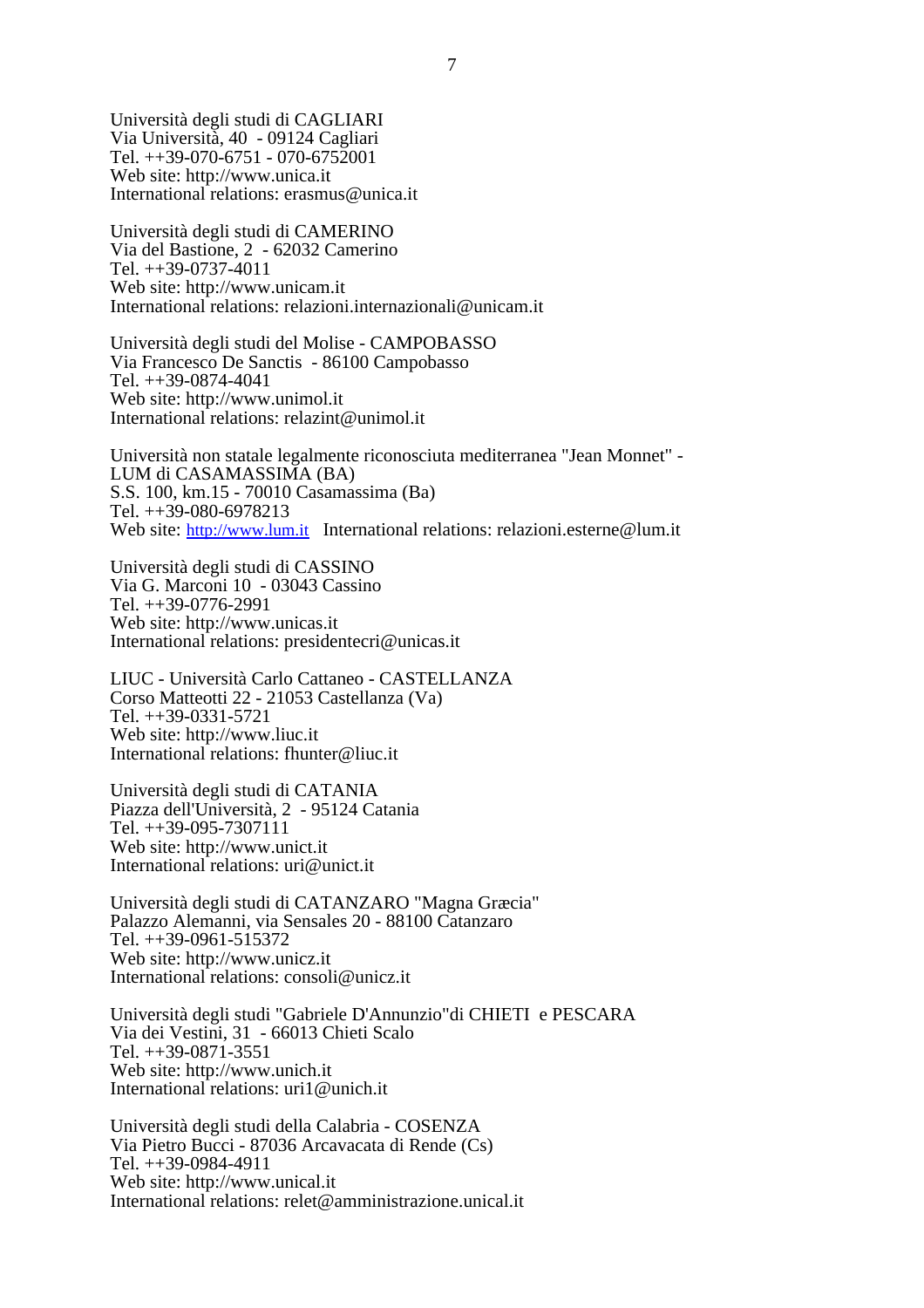Università degli studi di CAGLIARI
Via Università, 40 - 09124 Cagliari
Tel. ++39-070-6751 - 070-6752001
Web site: http://www.unica.it
International relations: erasmus@unica.it

Università degli studi di CAMERINO
Via del Bastione, 2 - 62032 Camerino
Tel. ++39-0737-4011
Web site: http://www.unicam.it
International relations: relazioni.internazionali@unicam.it

Università degli studi del Molise - CAMPOBASSO
Via Francesco De Sanctis - 86100 Campobasso
Tel. ++39-0874-4041
Web site: http://www.unimol.it
International relations: relazint@unimol.it

Università non statale legalmente riconosciuta mediterranea "Jean Monnet" - LUM di CASAMASSIMA (BA)
S.S. 100, km.15 - 70010 Casamassima (Ba)
Tel. ++39-080-6978213
Web site: http://www.lum.it International relations: relazioni.esterne@lum.it

Università degli studi di CASSINO
Via G. Marconi 10 - 03043 Cassino
Tel. ++39-0776-2991
Web site: http://www.unicas.it
International relations: presidentecri@unicas.it

LIUC - Università Carlo Cattaneo - CASTELLANZA
Corso Matteotti 22 - 21053 Castellanza (Va)
Tel. ++39-0331-5721
Web site: http://www.liuc.it
International relations: fhunter@liuc.it

Università degli studi di CATANIA
Piazza dell'Università, 2 - 95124 Catania
Tel. ++39-095-7307111
Web site: http://www.unict.it
International relations: uri@unict.it

Università degli studi di CATANZARO "Magna Græcia"
Palazzo Alemanni, via Sensales 20 - 88100 Catanzaro
Tel. ++39-0961-515372
Web site: http://www.unicz.it
International relations: consoli@unicz.it

Università degli studi "Gabriele D'Annunzio"di CHIETI e PESCARA
Via dei Vestini, 31 - 66013 Chieti Scalo
Tel. ++39-0871-3551
Web site: http://www.unich.it
International relations: uri1@unich.it

Università degli studi della Calabria - COSENZA
Via Pietro Bucci - 87036 Arcavacata di Rende (Cs)
Tel. ++39-0984-4911
Web site: http://www.unical.it
International relations: relet@amministrazione.unical.it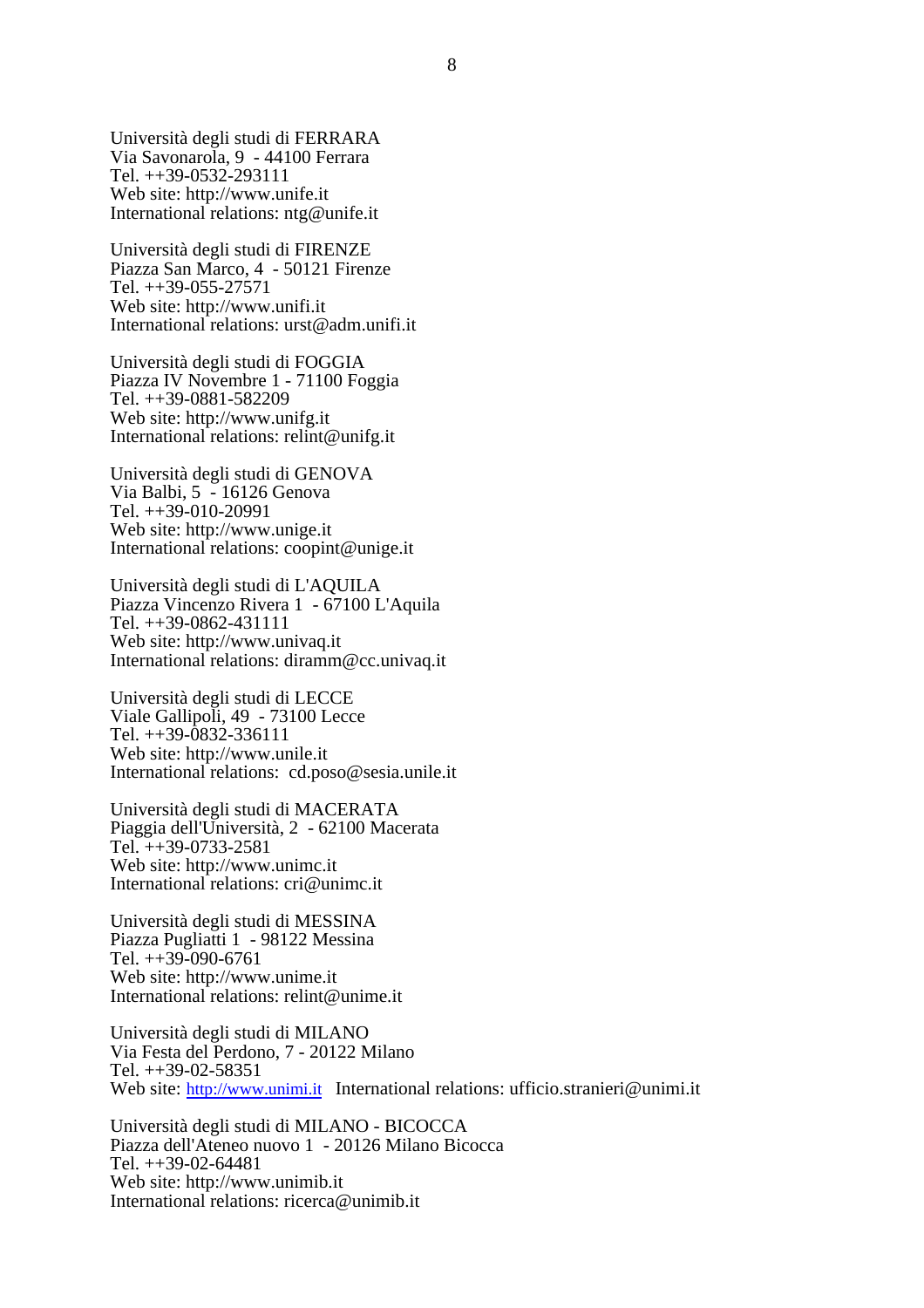Università degli studi di FERRARA
Via Savonarola, 9 - 44100 Ferrara
Tel. ++39-0532-293111
Web site: http://www.unife.it
International relations: ntg@unife.it

Università degli studi di FIRENZE
Piazza San Marco, 4 - 50121 Firenze
Tel. ++39-055-27571
Web site: http://www.unifi.it
International relations: urst@adm.unifi.it

Università degli studi di FOGGIA
Piazza IV Novembre 1 - 71100 Foggia
Tel. ++39-0881-582209
Web site: http://www.unifg.it
International relations: relint@unifg.it

Università degli studi di GENOVA
Via Balbi, 5 - 16126 Genova
Tel. ++39-010-20991
Web site: http://www.unige.it
International relations: coopint@unige.it

Università degli studi di L'AQUILA
Piazza Vincenzo Rivera 1 - 67100 L'Aquila
Tel. ++39-0862-431111
Web site: http://www.univaq.it
International relations: diramm@cc.univaq.it

Università degli studi di LECCE
Viale Gallipoli, 49 - 73100 Lecce
Tel. ++39-0832-336111
Web site: http://www.unile.it
International relations: cd.poso@sesia.unile.it

Università degli studi di MACERATA
Piaggia dell'Università, 2 - 62100 Macerata
Tel. ++39-0733-2581
Web site: http://www.unimc.it
International relations: cri@unimc.it

Università degli studi di MESSINA
Piazza Pugliatti 1 - 98122 Messina
Tel. ++39-090-6761
Web site: http://www.unime.it
International relations: relint@unime.it

Università degli studi di MILANO
Via Festa del Perdono, 7 - 20122 Milano
Tel. ++39-02-58351
Web site: http://www.unimi.it International relations: ufficio.stranieri@unimi.it

Università degli studi di MILANO - BICOCCA
Piazza dell'Ateneo nuovo 1 - 20126 Milano Bicocca
Tel. ++39-02-64481
Web site: http://www.unimib.it
International relations: ricerca@unimib.it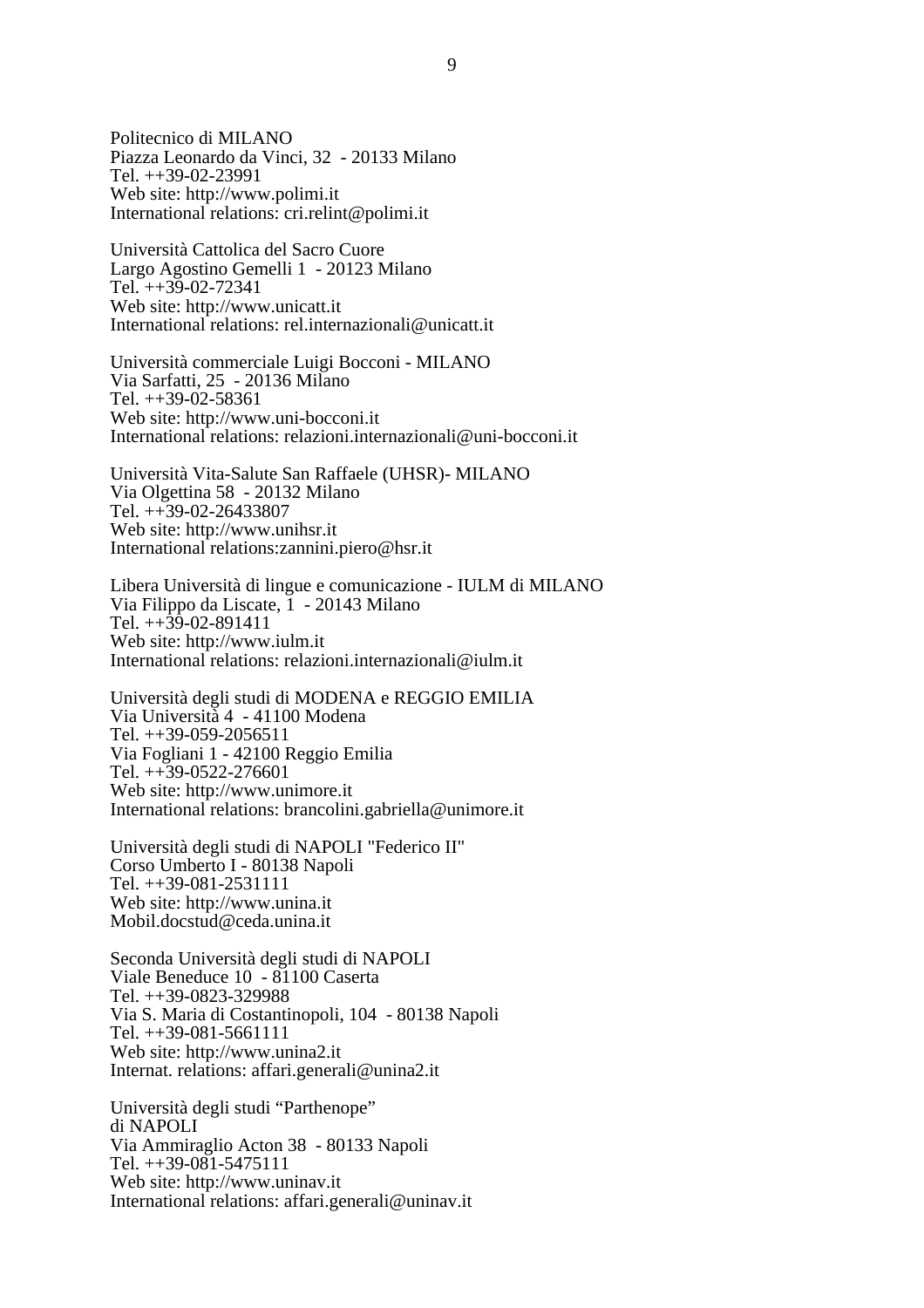Politecnico di MILANO
Piazza Leonardo da Vinci, 32  - 20133 Milano
Tel. ++39-02-23991
Web site: http://www.polimi.it
International relations: cri.relint@polimi.it

Università Cattolica del Sacro Cuore
Largo Agostino Gemelli 1  - 20123 Milano
Tel. ++39-02-72341
Web site: http://www.unicatt.it
International relations: rel.internazionali@unicatt.it

Università commerciale Luigi Bocconi - MILANO
Via Sarfatti, 25  - 20136 Milano
Tel. ++39-02-58361
Web site: http://www.uni-bocconi.it
International relations: relazioni.internazionali@uni-bocconi.it

Università Vita-Salute San Raffaele (UHSR)- MILANO
Via Olgettina 58  - 20132 Milano
Tel. ++39-02-26433807
Web site: http://www.unihsr.it
International relations:zannini.piero@hsr.it

Libera Università di lingue e comunicazione - IULM di MILANO
Via Filippo da Liscate, 1  - 20143 Milano
Tel. ++39-02-891411
Web site: http://www.iulm.it
International relations: relazioni.internazionali@iulm.it

Università degli studi di MODENA e REGGIO EMILIA
Via Università 4  - 41100 Modena
Tel. ++39-059-2056511
Via Fogliani 1 - 42100 Reggio Emilia
Tel. ++39-0522-276601
Web site: http://www.unimore.it
International relations: brancolini.gabriella@unimore.it

Università degli studi di NAPOLI "Federico II"
Corso Umberto I - 80138 Napoli
Tel. ++39-081-2531111
Web site: http://www.unina.it
Mobil.docstud@ceda.unina.it

Seconda Università degli studi di NAPOLI
Viale Beneduce 10  - 81100 Caserta
Tel. ++39-0823-329988
Via S. Maria di Costantinopoli, 104  - 80138 Napoli
Tel. ++39-081-5661111
Web site: http://www.unina2.it
Internat. relations: affari.generali@unina2.it

Università degli studi “Parthenope”
di NAPOLI
Via Ammiraglio Acton 38  - 80133 Napoli
Tel. ++39-081-5475111
Web site: http://www.uninav.it
International relations: affari.generali@uninav.it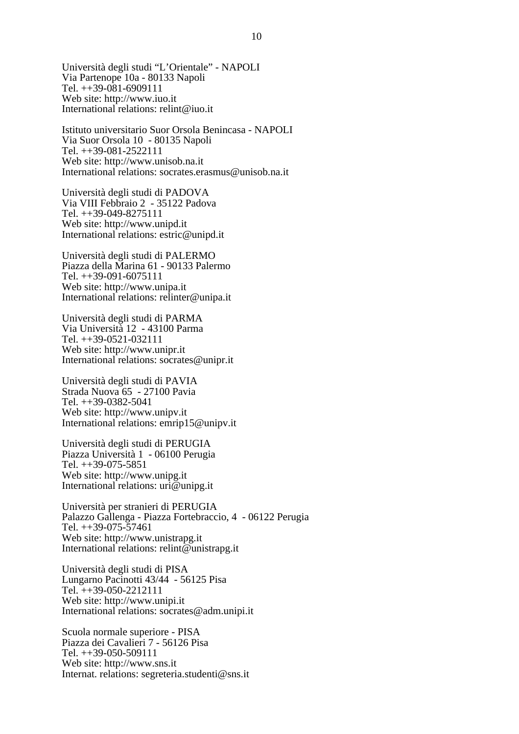Università degli studi "L'Orientale" - NAPOLI
Via Partenope 10a - 80133 Napoli
Tel. ++39-081-6909111
Web site: http://www.iuo.it
International relations: relint@iuo.it

Istituto universitario Suor Orsola Benincasa - NAPOLI
Via Suor Orsola 10 - 80135 Napoli
Tel. ++39-081-2522111
Web site: http://www.unisob.na.it
International relations: socrates.erasmus@unisob.na.it

Università degli studi di PADOVA
Via VIII Febbraio 2 - 35122 Padova
Tel. ++39-049-8275111
Web site: http://www.unipd.it
International relations: estric@unipd.it

Università degli studi di PALERMO
Piazza della Marina 61 - 90133 Palermo
Tel. ++39-091-6075111
Web site: http://www.unipa.it
International relations: relinter@unipa.it

Università degli studi di PARMA
Via Università 12 - 43100 Parma
Tel. ++39-0521-032111
Web site: http://www.unipr.it
International relations: socrates@unipr.it

Università degli studi di PAVIA
Strada Nuova 65 - 27100 Pavia
Tel. ++39-0382-5041
Web site: http://www.unipv.it
International relations: emrip15@unipv.it

Università degli studi di PERUGIA
Piazza Università 1 - 06100 Perugia
Tel. ++39-075-5851
Web site: http://www.unipg.it
International relations: uri@unipg.it

Università per stranieri di PERUGIA
Palazzo Gallenga - Piazza Fortebraccio, 4 - 06122 Perugia
Tel. ++39-075-57461
Web site: http://www.unistrapg.it
International relations: relint@unistrapg.it

Università degli studi di PISA
Lungarno Pacinotti 43/44 - 56125 Pisa
Tel. ++39-050-2212111
Web site: http://www.unipi.it
International relations: socrates@adm.unipi.it

Scuola normale superiore - PISA
Piazza dei Cavalieri 7 - 56126 Pisa
Tel. ++39-050-509111
Web site: http://www.sns.it
Internat. relations: segreteria.studenti@sns.it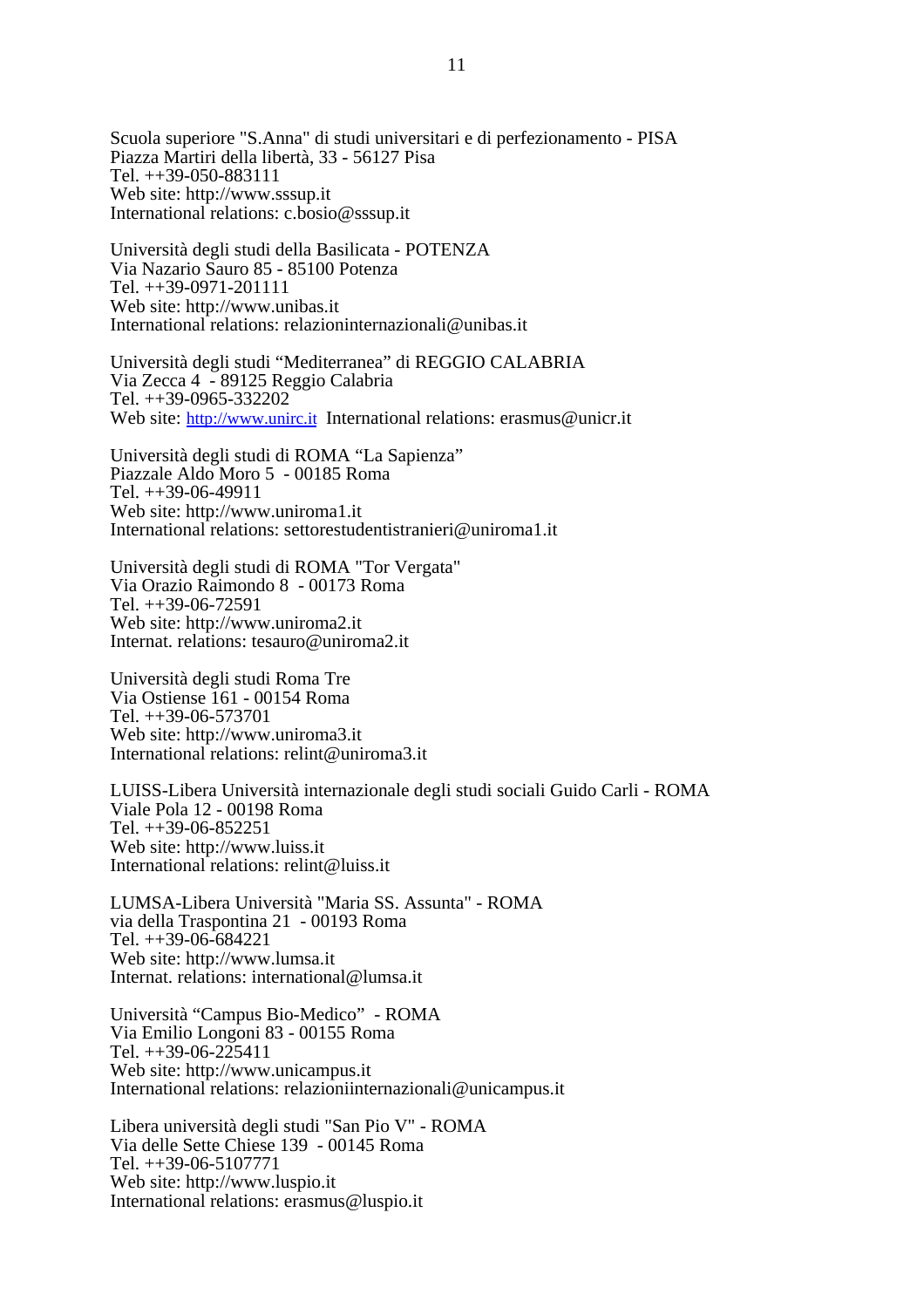Scuola superiore "S.Anna" di studi universitari e di perfezionamento - PISA
Piazza Martiri della libertà, 33 - 56127 Pisa
Tel. ++39-050-883111
Web site: http://www.sssup.it
International relations: c.bosio@sssup.it

Università degli studi della Basilicata - POTENZA
Via Nazario Sauro 85 - 85100 Potenza
Tel. ++39-0971-201111
Web site: http://www.unibas.it
International relations: relazioninternazionali@unibas.it

Università degli studi “Mediterranea” di REGGIO CALABRIA
Via Zecca 4 - 89125 Reggio Calabria
Tel. ++39-0965-332202
Web site: http://www.unirc.it International relations: erasmus@unicr.it

Università degli studi di ROMA “La Sapienza”
Piazzale Aldo Moro 5 - 00185 Roma
Tel. ++39-06-49911
Web site: http://www.uniroma1.it
International relations: settorestudentistranieri@uniroma1.it

Università degli studi di ROMA "Tor Vergata"
Via Orazio Raimondo 8 - 00173 Roma
Tel. ++39-06-72591
Web site: http://www.uniroma2.it
Internat. relations: tesauro@uniroma2.it

Università degli studi Roma Tre
Via Ostiense 161 - 00154 Roma
Tel. ++39-06-573701
Web site: http://www.uniroma3.it
International relations: relint@uniroma3.it

LUISS-Libera Università internazionale degli studi sociali Guido Carli - ROMA
Viale Pola 12 - 00198 Roma
Tel. ++39-06-852251
Web site: http://www.luiss.it
International relations: relint@luiss.it

LUMSA-Libera Università "Maria SS. Assunta" - ROMA
via della Traspontina 21 - 00193 Roma
Tel. ++39-06-684221
Web site: http://www.lumsa.it
Internat. relations: international@lumsa.it

Università “Campus Bio-Medico” - ROMA
Via Emilio Longoni 83 - 00155 Roma
Tel. ++39-06-225411
Web site: http://www.unicampus.it
International relations: relazioniinternazionali@unicampus.it

Libera università degli studi "San Pio V" - ROMA
Via delle Sette Chiese 139 - 00145 Roma
Tel. ++39-06-5107771
Web site: http://www.luspio.it
International relations: erasmus@luspio.it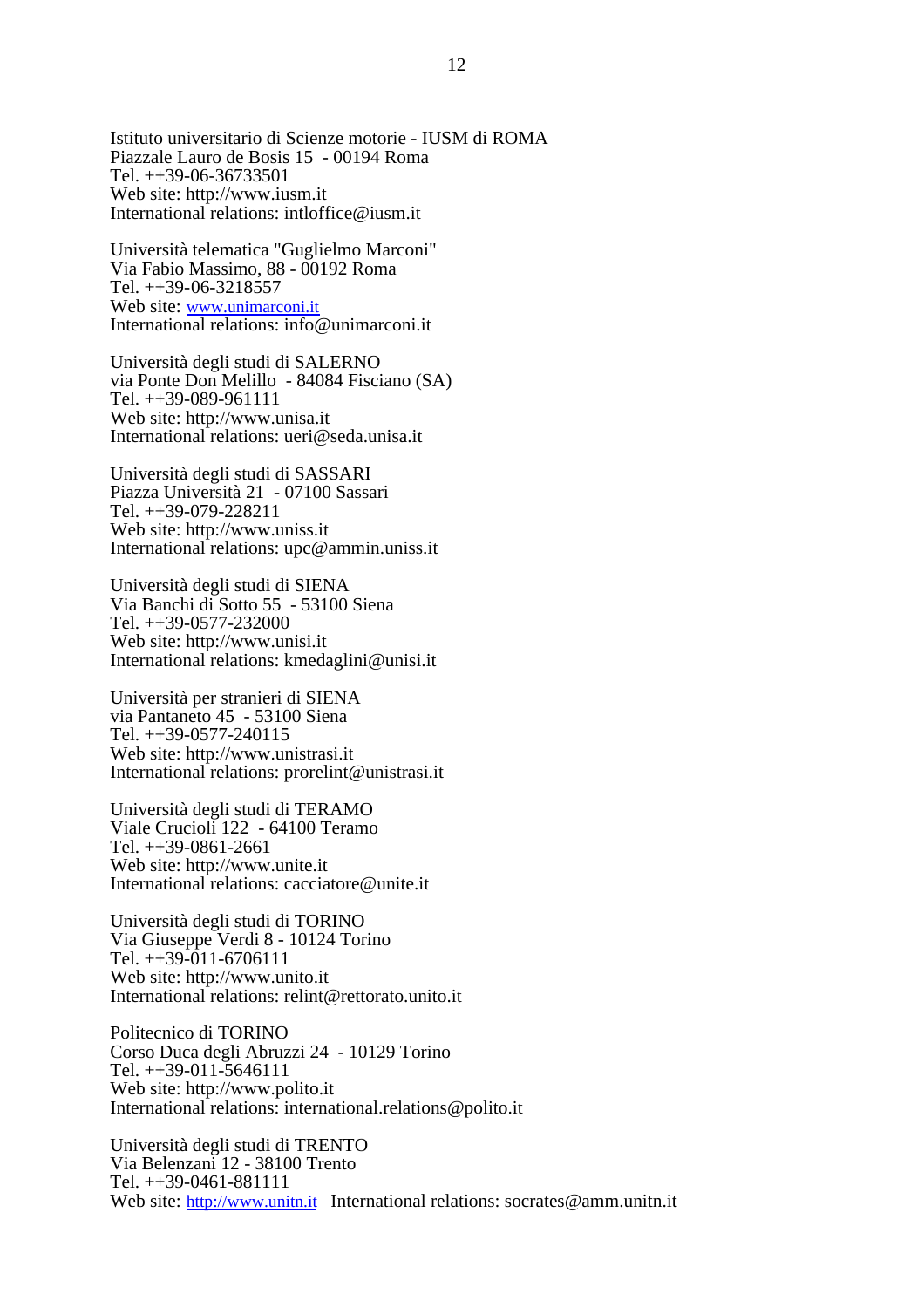Istituto universitario di Scienze motorie - IUSM di ROMA
Piazzale Lauro de Bosis 15 - 00194 Roma
Tel. ++39-06-36733501
Web site: http://www.iusm.it
International relations: intloffice@iusm.it

Università telematica "Guglielmo Marconi"
Via Fabio Massimo, 88 - 00192 Roma
Tel. ++39-06-3218557
Web site: www.unimarconi.it
International relations: info@unimarconi.it

Università degli studi di SALERNO
via Ponte Don Melillo - 84084 Fisciano (SA)
Tel. ++39-089-961111
Web site: http://www.unisa.it
International relations: ueri@seda.unisa.it

Università degli studi di SASSARI
Piazza Università 21 - 07100 Sassari
Tel. ++39-079-228211
Web site: http://www.uniss.it
International relations: upc@ammin.uniss.it

Università degli studi di SIENA
Via Banchi di Sotto 55 - 53100 Siena
Tel. ++39-0577-232000
Web site: http://www.unisi.it
International relations: kmedaglini@unisi.it

Università per stranieri di SIENA
via Pantaneto 45 - 53100 Siena
Tel. ++39-0577-240115
Web site: http://www.unistrasi.it
International relations: prorelint@unistrasi.it

Università degli studi di TERAMO
Viale Crucioli 122 - 64100 Teramo
Tel. ++39-0861-2661
Web site: http://www.unite.it
International relations: cacciatore@unite.it

Università degli studi di TORINO
Via Giuseppe Verdi 8 - 10124 Torino
Tel. ++39-011-6706111
Web site: http://www.unito.it
International relations: relint@rettorato.unito.it

Politecnico di TORINO
Corso Duca degli Abruzzi 24 - 10129 Torino
Tel. ++39-011-5646111
Web site: http://www.polito.it
International relations: international.relations@polito.it

Università degli studi di TRENTO
Via Belenzani 12 - 38100 Trento
Tel. ++39-0461-881111
Web site: http://www.unitn.it International relations: socrates@amm.unitn.it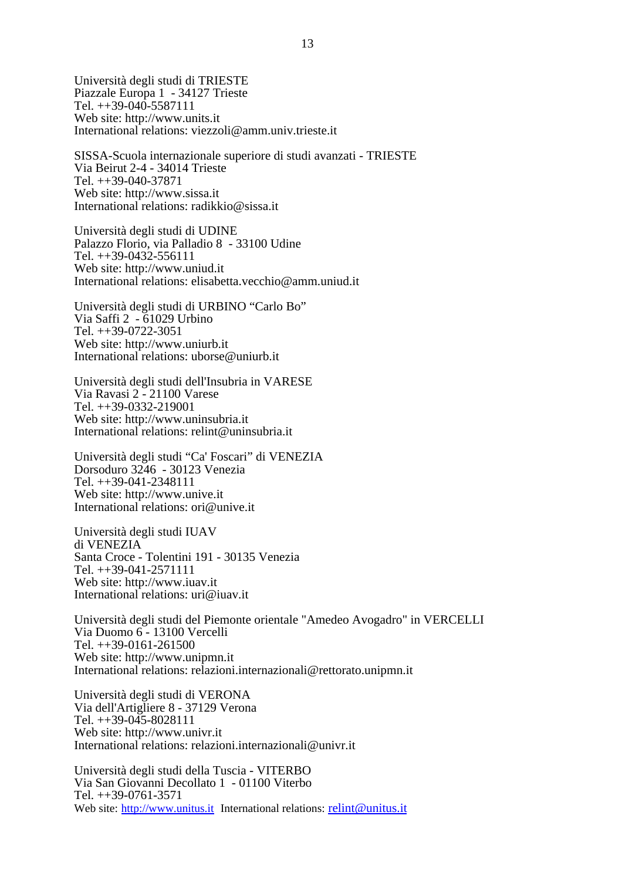Università degli studi di TRIESTE
Piazzale Europa 1 - 34127 Trieste
Tel. ++39-040-5587111
Web site: http://www.units.it
International relations: viezzoli@amm.univ.trieste.it

SISSA-Scuola internazionale superiore di studi avanzati - TRIESTE
Via Beirut 2-4 - 34014 Trieste
Tel. ++39-040-37871
Web site: http://www.sissa.it
International relations: radikkio@sissa.it

Università degli studi di UDINE
Palazzo Florio, via Palladio 8 - 33100 Udine
Tel. ++39-0432-556111
Web site: http://www.uniud.it
International relations: elisabetta.vecchio@amm.uniud.it

Università degli studi di URBINO "Carlo Bo"
Via Saffi 2 - 61029 Urbino
Tel. ++39-0722-3051
Web site: http://www.uniurb.it
International relations: uborse@uniurb.it

Università degli studi dell'Insubria in VARESE
Via Ravasi 2 - 21100 Varese
Tel. ++39-0332-219001
Web site: http://www.uninsubria.it
International relations: relint@uninsubria.it

Università degli studi "Ca' Foscari" di VENEZIA
Dorsoduro 3246 - 30123 Venezia
Tel. ++39-041-2348111
Web site: http://www.unive.it
International relations: ori@unive.it

Università degli studi IUAV
di VENEZIA
Santa Croce - Tolentini 191 - 30135 Venezia
Tel. ++39-041-2571111
Web site: http://www.iuav.it
International relations: uri@iuav.it

Università degli studi del Piemonte orientale "Amedeo Avogadro" in VERCELLI
Via Duomo 6 - 13100 Vercelli
Tel. ++39-0161-261500
Web site: http://www.unipmn.it
International relations: relazioni.internazionali@rettorato.unipmn.it

Università degli studi di VERONA
Via dell'Artigliere 8 - 37129 Verona
Tel. ++39-045-8028111
Web site: http://www.univr.it
International relations: relazioni.internazionali@univr.it

Università degli studi della Tuscia - VITERBO
Via San Giovanni Decollato 1 - 01100 Viterbo
Tel. ++39-0761-3571
Web site: http://www.unitus.it International relations: relint@unitus.it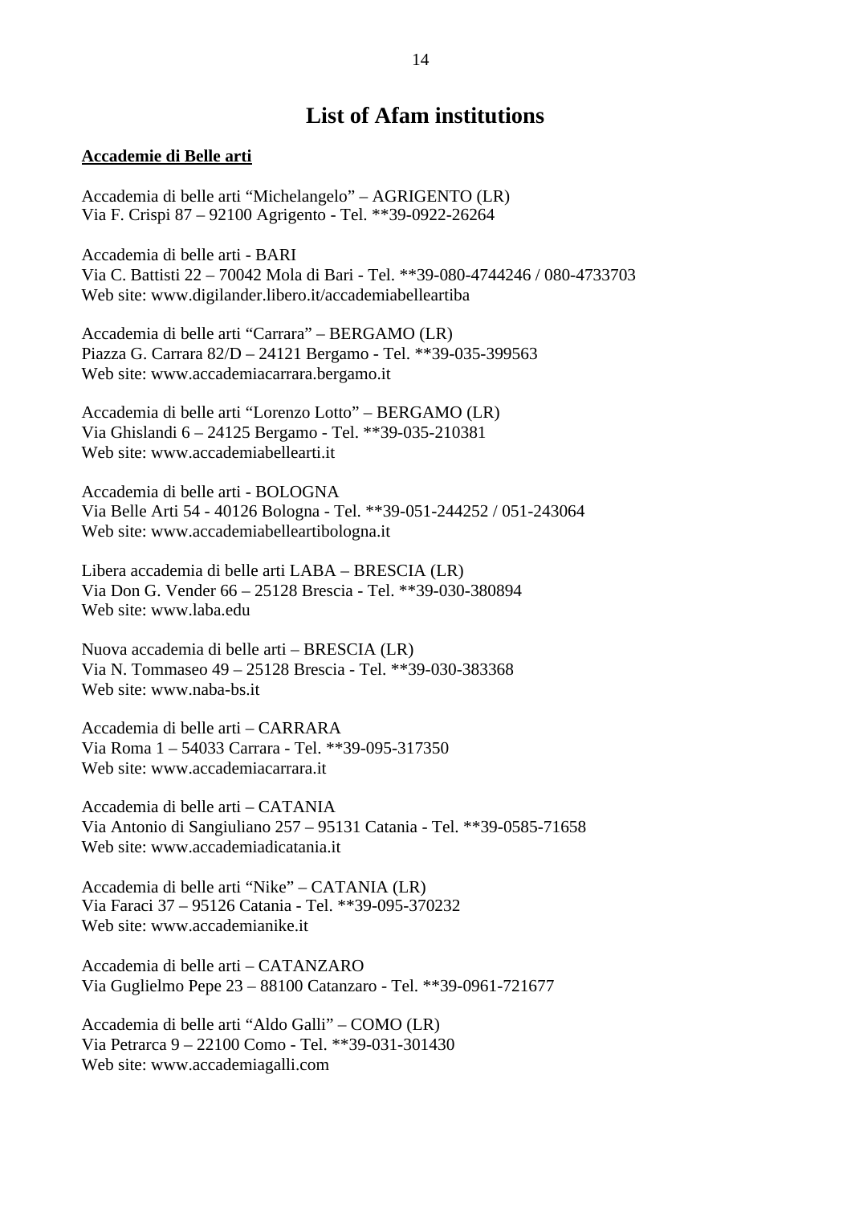# List of Afam institutions

**Accademie di Belle arti**

Accademia di belle arti "Michelangelo" – AGRIGENTO (LR)
Via F. Crispi 87 – 92100 Agrigento - Tel. **39-0922-26264

Accademia di belle arti - BARI
Via C. Battisti 22 – 70042 Mola di Bari - Tel. **39-080-4744246 / 080-4733703
Web site: www.digilander.libero.it/accademiabelleartiba

Accademia di belle arti "Carrara" – BERGAMO (LR)
Piazza G. Carrara 82/D – 24121 Bergamo - Tel. **39-035-399563
Web site: www.accademiacarrara.bergamo.it

Accademia di belle arti "Lorenzo Lotto" – BERGAMO (LR)
Via Ghislandi 6 – 24125 Bergamo - Tel. **39-035-210381
Web site: www.accademiabellearti.it

Accademia di belle arti - BOLOGNA
Via Belle Arti 54 - 40126 Bologna - Tel. **39-051-244252 / 051-243064
Web site: www.accademiabelleartibologna.it

Libera accademia di belle arti LABA – BRESCIA (LR)
Via Don G. Vender 66 – 25128 Brescia - Tel. **39-030-380894
Web site: www.laba.edu

Nuova accademia di belle arti – BRESCIA (LR)
Via N. Tommaseo 49 – 25128 Brescia - Tel. **39-030-383368
Web site: www.naba-bs.it

Accademia di belle arti – CARRARA
Via Roma 1 – 54033 Carrara - Tel. **39-095-317350
Web site: www.accademiacarrara.it

Accademia di belle arti – CATANIA
Via Antonio di Sangiuliano 257 – 95131 Catania - Tel. **39-0585-71658
Web site: www.accademiadicatania.it

Accademia di belle arti "Nike" – CATANIA (LR)
Via Faraci 37 – 95126 Catania - Tel. **39-095-370232
Web site: www.accademianike.it

Accademia di belle arti – CATANZARO
Via Guglielmo Pepe 23 – 88100 Catanzaro - Tel. **39-0961-721677

Accademia di belle arti "Aldo Galli" – COMO (LR)
Via Petrarca 9 – 22100 Como - Tel. **39-031-301430
Web site: www.accademiagalli.com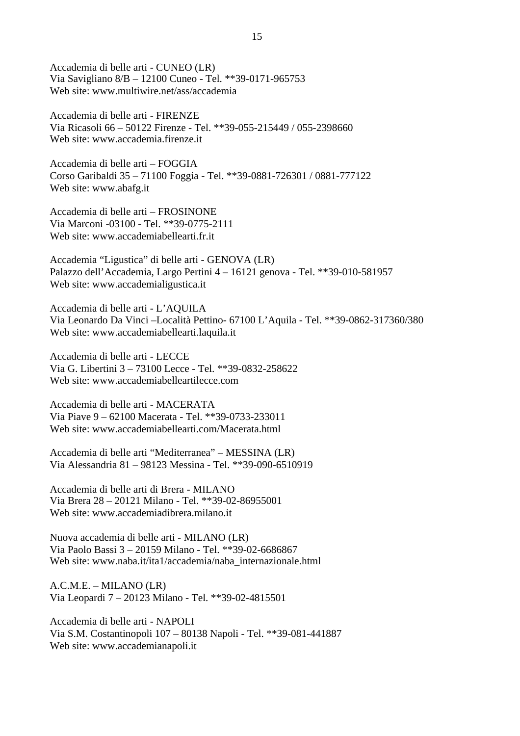Accademia di belle arti - CUNEO (LR)
Via Savigliano 8/B – 12100 Cuneo - Tel. **39-0171-965753
Web site: www.multiwire.net/ass/accademia

Accademia di belle arti - FIRENZE
Via Ricasoli 66 – 50122 Firenze - Tel. **39-055-215449 / 055-2398660
Web site: www.accademia.firenze.it

Accademia di belle arti – FOGGIA
Corso Garibaldi 35 – 71100 Foggia - Tel. **39-0881-726301 / 0881-777122
Web site: www.abafg.it

Accademia di belle arti – FROSINONE
Via Marconi -03100 - Tel. **39-0775-2111
Web site: www.accademiabellearti.fr.it

Accademia "Ligustica" di belle arti - GENOVA (LR)
Palazzo dell'Accademia, Largo Pertini 4 – 16121 genova - Tel. **39-010-581957
Web site: www.accademialigustica.it

Accademia di belle arti - L'AQUILA
Via Leonardo Da Vinci –Località Pettino- 67100 L'Aquila - Tel. **39-0862-317360/380
Web site: www.accademiabellearti.laquila.it

Accademia di belle arti - LECCE
Via G. Libertini 3 – 73100 Lecce - Tel. **39-0832-258622
Web site: www.accademiabelleartilecce.com

Accademia di belle arti - MACERATA
Via Piave 9 – 62100 Macerata - Tel. **39-0733-233011
Web site: www.accademiabellearti.com/Macerata.html

Accademia di belle arti "Mediterranea" – MESSINA (LR)
Via Alessandria 81 – 98123 Messina - Tel. **39-090-6510919

Accademia di belle arti di Brera - MILANO
Via Brera 28 – 20121 Milano - Tel. **39-02-86955001
Web site: www.accademiadibrera.milano.it

Nuova accademia di belle arti - MILANO (LR)
Via Paolo Bassi 3 – 20159 Milano - Tel. **39-02-6686867
Web site: www.naba.it/ita1/accademia/naba_internazionale.html

A.C.M.E. – MILANO (LR)
Via Leopardi 7 – 20123 Milano - Tel. **39-02-4815501

Accademia di belle arti - NAPOLI
Via S.M. Costantinopoli 107 – 80138 Napoli - Tel. **39-081-441887
Web site: www.accademianapoli.it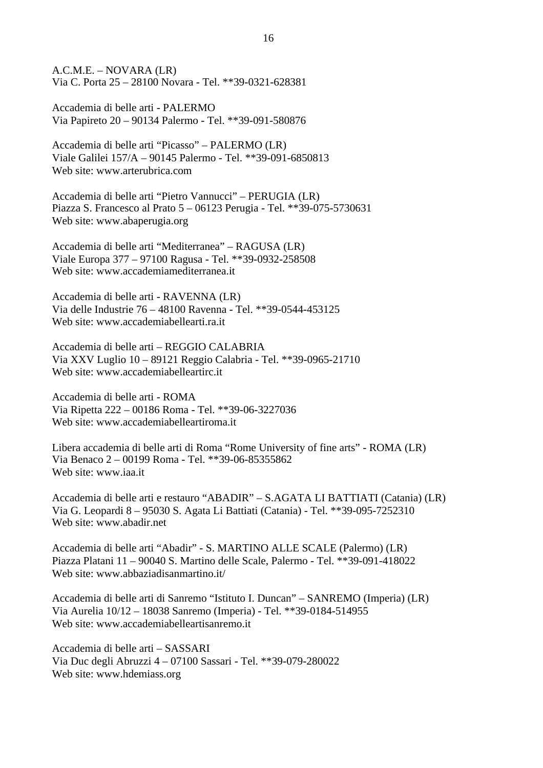A.C.M.E. – NOVARA (LR)
Via C. Porta 25 – 28100 Novara - Tel. **39-0321-628381

Accademia di belle arti - PALERMO
Via Papireto 20 – 90134 Palermo - Tel. **39-091-580876

Accademia di belle arti “Picasso” – PALERMO (LR)
Viale Galilei 157/A – 90145 Palermo - Tel. **39-091-6850813
Web site: www.arterubrica.com

Accademia di belle arti “Pietro Vannucci” – PERUGIA (LR)
Piazza S. Francesco al Prato 5 – 06123 Perugia - Tel. **39-075-5730631
Web site: www.abaperugia.org

Accademia di belle arti “Mediterranea” – RAGUSA (LR)
Viale Europa 377 – 97100 Ragusa - Tel. **39-0932-258508
Web site: www.accademiamediterranea.it

Accademia di belle arti - RAVENNA (LR)
Via delle Industrie 76 – 48100 Ravenna - Tel. **39-0544-453125
Web site: www.accademiabellearti.ra.it

Accademia di belle arti – REGGIO CALABRIA
Via XXV Luglio 10 – 89121 Reggio Calabria - Tel. **39-0965-21710
Web site: www.accademiabelleartirc.it

Accademia di belle arti - ROMA
Via Ripetta 222 – 00186 Roma - Tel. **39-06-3227036
Web site: www.accademiabelleartiroma.it

Libera accademia di belle arti di Roma “Rome University of fine arts” - ROMA (LR)
Via Benaco 2 – 00199 Roma - Tel. **39-06-85355862
Web site: www.iaa.it

Accademia di belle arti e restauro “ABADIR” – S.AGATA LI BATTIATI (Catania) (LR)
Via G. Leopardi 8 – 95030 S. Agata Li Battiati (Catania) - Tel. **39-095-7252310
Web site: www.abadir.net

Accademia di belle arti “Abadir” - S. MARTINO ALLE SCALE (Palermo) (LR)
Piazza Platani 11 – 90040 S. Martino delle Scale, Palermo - Tel. **39-091-418022
Web site: www.abbaziadisanmartino.it/

Accademia di belle arti di Sanremo “Istituto I. Duncan” – SANREMO (Imperia) (LR)
Via Aurelia 10/12 – 18038 Sanremo (Imperia) - Tel. **39-0184-514955
Web site: www.accademiabelleartisanremo.it

Accademia di belle arti – SASSARI
Via Duc degli Abruzzi 4 – 07100 Sassari - Tel. **39-079-280022
Web site: www.hdemiass.org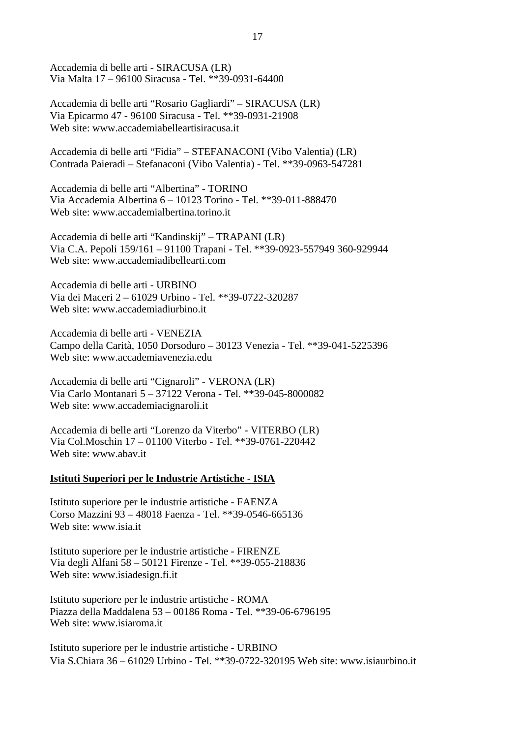Accademia di belle arti - SIRACUSA (LR)
Via Malta 17 – 96100 Siracusa - Tel. **39-0931-64400

Accademia di belle arti "Rosario Gagliardi" – SIRACUSA (LR)
Via Epicarmo 47 - 96100 Siracusa - Tel. **39-0931-21908
Web site: www.accademiabelleartisiracusa.it

Accademia di belle arti "Fidia" – STEFANACONI (Vibo Valentia) (LR)
Contrada Paieradi – Stefanaconi (Vibo Valentia) - Tel. **39-0963-547281

Accademia di belle arti "Albertina" - TORINO
Via Accademia Albertina 6 – 10123 Torino - Tel. **39-011-888470
Web site: www.accademialbertina.torino.it

Accademia di belle arti "Kandinskij" – TRAPANI (LR)
Via C.A. Pepoli 159/161 – 91100 Trapani - Tel. **39-0923-557949 360-929944
Web site: www.accademiadibellearti.com

Accademia di belle arti - URBINO
Via dei Maceri 2 – 61029 Urbino - Tel. **39-0722-320287
Web site: www.accademiadiurbino.it

Accademia di belle arti - VENEZIA
Campo della Carità, 1050 Dorsoduro – 30123 Venezia - Tel. **39-041-5225396
Web site: www.accademiavenezia.edu

Accademia di belle arti "Cignaroli" - VERONA (LR)
Via Carlo Montanari 5 – 37122 Verona - Tel. **39-045-8000082
Web site: www.accademiacignaroli.it

Accademia di belle arti "Lorenzo da Viterbo" - VITERBO (LR)
Via Col.Moschin 17 – 01100 Viterbo - Tel. **39-0761-220442
Web site: www.abav.it

**Istituti Superiori per le Industrie Artistiche - ISIA**

Istituto superiore per le industrie artistiche - FAENZA
Corso Mazzini 93 – 48018 Faenza - Tel. **39-0546-665136
Web site: www.isia.it

Istituto superiore per le industrie artistiche - FIRENZE
Via degli Alfani 58 – 50121 Firenze - Tel. **39-055-218836
Web site: www.isiadesign.fi.it

Istituto superiore per le industrie artistiche - ROMA
Piazza della Maddalena 53 – 00186 Roma - Tel. **39-06-6796195
Web site: www.isiaroma.it

Istituto superiore per le industrie artistiche - URBINO
Via S.Chiara 36 – 61029 Urbino - Tel. **39-0722-320195 Web site: www.isiaurbino.it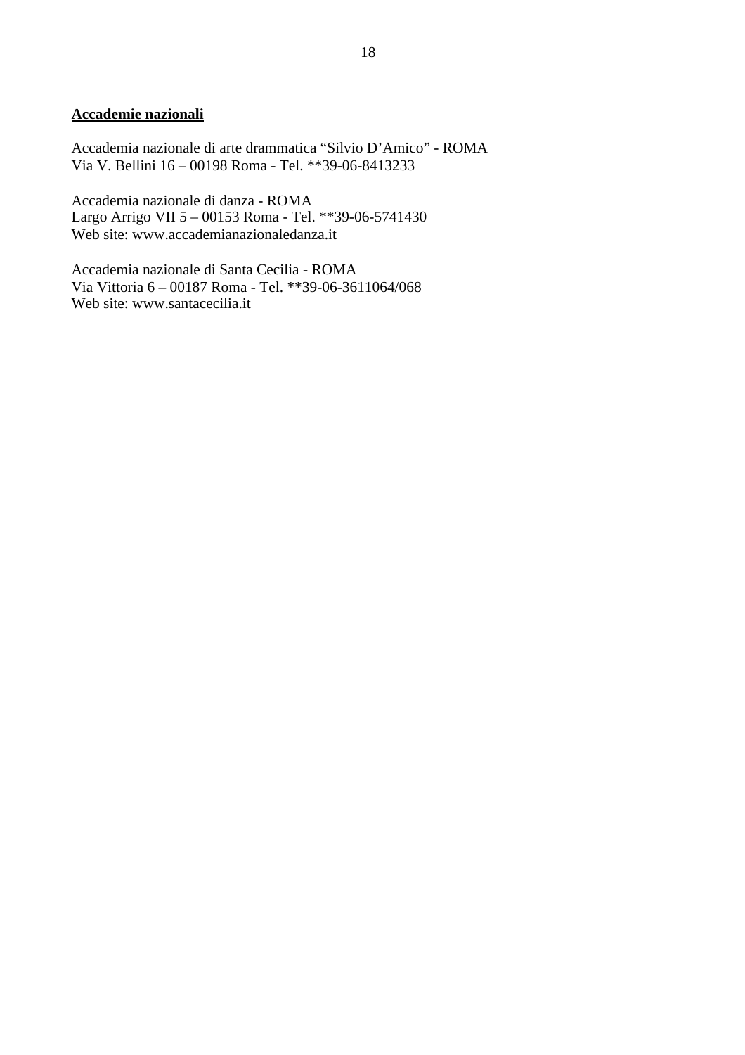**Accademie nazionali**

Accademia nazionale di arte drammatica “Silvio D’Amico” - ROMA
Via V. Bellini 16 – 00198 Roma - Tel. **39-06-8413233

Accademia nazionale di danza - ROMA
Largo Arrigo VII 5 – 00153 Roma - Tel. **39-06-5741430
Web site: www.accademianazionaledanza.it

Accademia nazionale di Santa Cecilia - ROMA
Via Vittoria 6 – 00187 Roma - Tel. **39-06-3611064/068
Web site: www.santacecilia.it